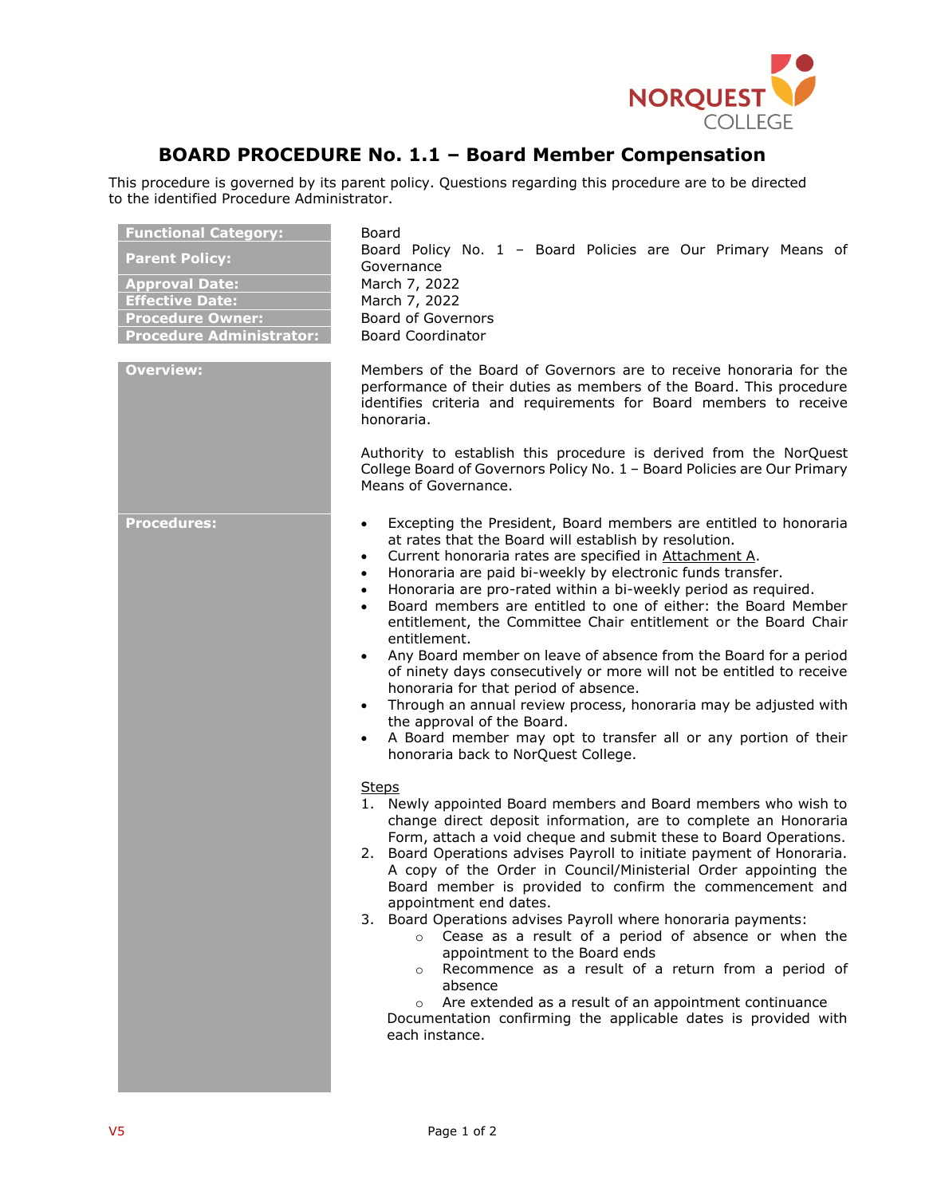# BOARD PROCEDURE No. 1.1 – Board Member Compensation

This procedure is governed by its parent policy. Questions regarding this procedure are to be directed to the identified Procedure Administrator.

| | |
|---|---|
| **Functional Category:** | Board |
| **Parent Policy:** | Board Policy No. 1 – Board Policies are Our Primary Means of Governance |
| **Approval Date:** | March 7, 2022 |
| **Effective Date:** | March 7, 2022 |
| **Procedure Owner:** | Board of Governors |
| **Procedure Administrator:** | Board Coordinator |

## Overview:

Members of the Board of Governors are to receive honoraria for the performance of their duties as members of the Board. This procedure identifies criteria and requirements for Board members to receive honoraria.

Authority to establish this procedure is derived from the NorQuest College Board of Governors Policy No. 1 – Board Policies are Our Primary Means of Governance.

## Procedures:

- Excepting the President, Board members are entitled to honoraria at rates that the Board will establish by resolution.
- Current honoraria rates are specified in Attachment A.
- Honoraria are paid bi-weekly by electronic funds transfer.
- Honoraria are pro-rated within a bi-weekly period as required.
- Board members are entitled to one of either: the Board Member entitlement, the Committee Chair entitlement or the Board Chair entitlement.
- Any Board member on leave of absence from the Board for a period of ninety days consecutively or more will not be entitled to receive honoraria for that period of absence.
- Through an annual review process, honoraria may be adjusted with the approval of the Board.
- A Board member may opt to transfer all or any portion of their honoraria back to NorQuest College.

Steps

1. Newly appointed Board members and Board members who wish to change direct deposit information, are to complete an Honoraria Form, attach a void cheque and submit these to Board Operations.
2. Board Operations advises Payroll to initiate payment of Honoraria. A copy of the Order in Council/Ministerial Order appointing the Board member is provided to confirm the commencement and appointment end dates.
3. Board Operations advises Payroll where honoraria payments:
   - Cease as a result of a period of absence or when the appointment to the Board ends
   - Recommence as a result of a return from a period of absence
   - Are extended as a result of an appointment continuance

   Documentation confirming the applicable dates is provided with each instance.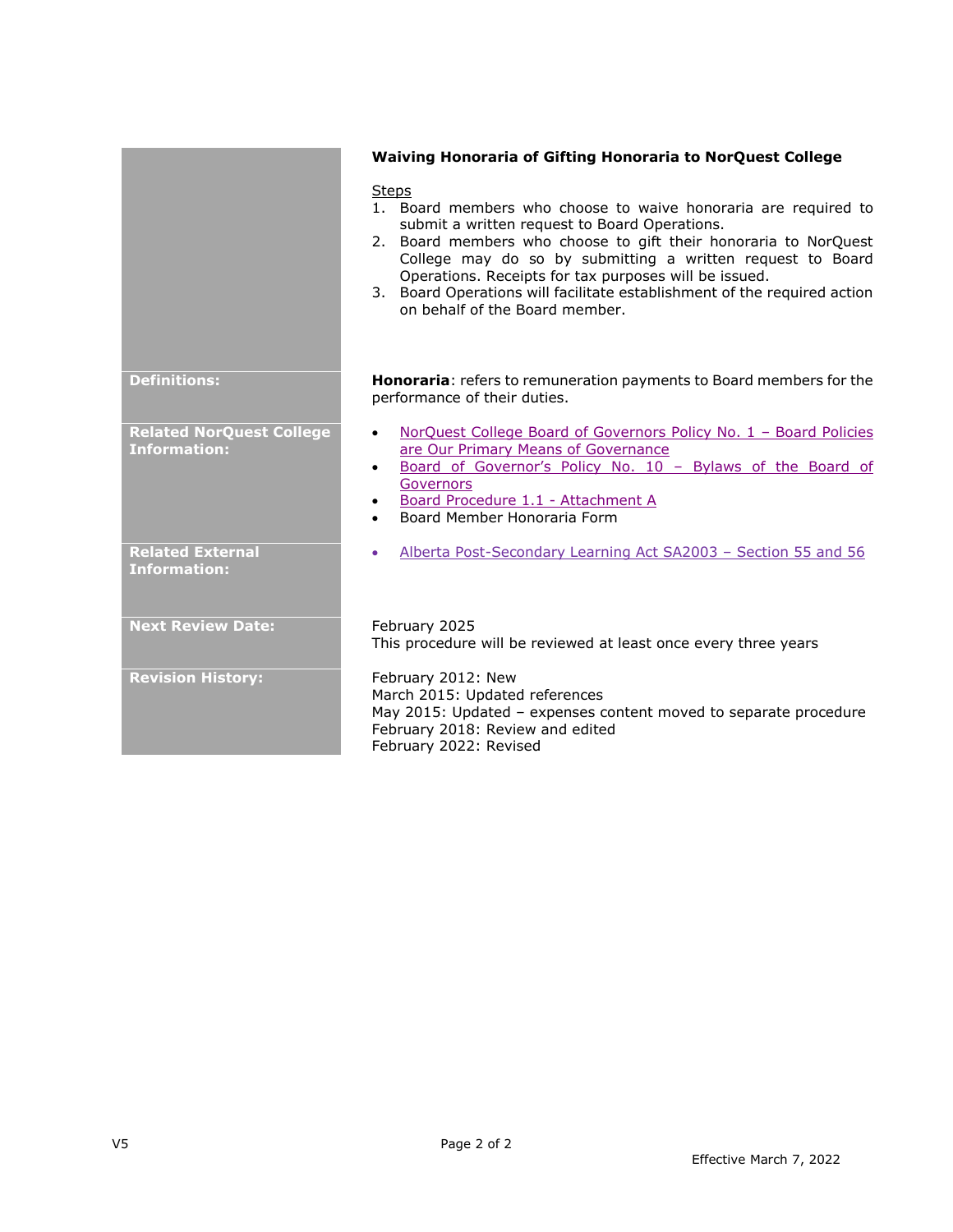**Waiving Honoraria of Gifting Honoraria to NorQuest College**

Steps

1. Board members who choose to waive honoraria are required to submit a written request to Board Operations.
2. Board members who choose to gift their honoraria to NorQuest College may do so by submitting a written request to Board Operations. Receipts for tax purposes will be issued.
3. Board Operations will facilitate establishment of the required action on behalf of the Board member.

| | |
|---|---|
| **Definitions:** | **Honoraria**: refers to remuneration payments to Board members for the performance of their duties. |
| **Related NorQuest College Information:** | • NorQuest College Board of Governors Policy No. 1 – Board Policies are Our Primary Means of Governance<br>• Board of Governor's Policy No. 10 – Bylaws of the Board of Governors<br>• Board Procedure 1.1 - Attachment A<br>• Board Member Honoraria Form |
| **Related External Information:** | • Alberta Post-Secondary Learning Act SA2003 – Section 55 and 56 |
| **Next Review Date:** | February 2025<br>This procedure will be reviewed at least once every three years |
| **Revision History:** | February 2012: New<br>March 2015: Updated references<br>May 2015: Updated – expenses content moved to separate procedure<br>February 2018: Review and edited<br>February 2022: Revised |

V5

Effective March 7, 2022